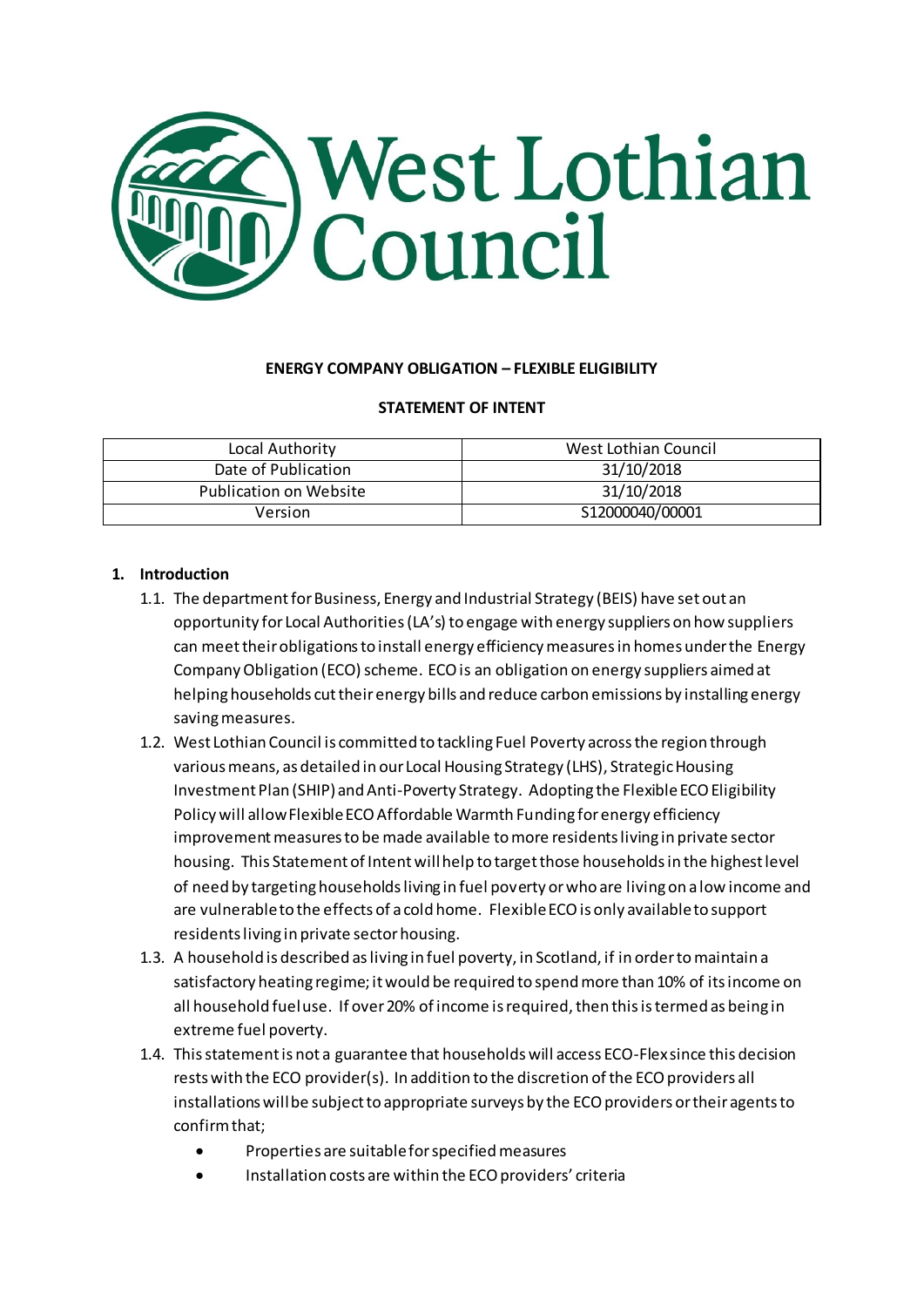West Lothian Council

**ENERGY COMPANY OBLIGATION – FLEXIBLE ELIGIBILITY**

**STATEMENT OF INTENT**

| Local Authority | West Lothian Council |
|---|---|
| Date of Publication | 31/10/2018 |
| Publication on Website | 31/10/2018 |
| Version | S12000040/00001 |

## 1. Introduction

1.1. The department for Business, Energy and Industrial Strategy (BEIS) have set out an opportunity for Local Authorities (LA's) to engage with energy suppliers on how suppliers can meet their obligations to install energy efficiency measures in homes under the Energy Company Obligation (ECO) scheme. ECO is an obligation on energy suppliers aimed at helping households cut their energy bills and reduce carbon emissions by installing energy saving measures.

1.2. West Lothian Council is committed to tackling Fuel Poverty across the region through various means, as detailed in our Local Housing Strategy (LHS), Strategic Housing Investment Plan (SHIP) and Anti-Poverty Strategy. Adopting the Flexible ECO Eligibility Policy will allow Flexible ECO Affordable Warmth Funding for energy efficiency improvement measures to be made available to more residents living in private sector housing. This Statement of Intent will help to target those households in the highest level of need by targeting households living in fuel poverty or who are living on a low income and are vulnerable to the effects of a cold home. Flexible ECO is only available to support residents living in private sector housing.

1.3. A household is described as living in fuel poverty, in Scotland, if in order to maintain a satisfactory heating regime; it would be required to spend more than 10% of its income on all household fuel use. If over 20% of income is required, then this is termed as being in extreme fuel poverty.

1.4. This statement is not a guarantee that households will access ECO-Flex since this decision rests with the ECO provider(s). In addition to the discretion of the ECO providers all installations will be subject to appropriate surveys by the ECO providers or their agents to confirm that;

- Properties are suitable for specified measures
- Installation costs are within the ECO providers' criteria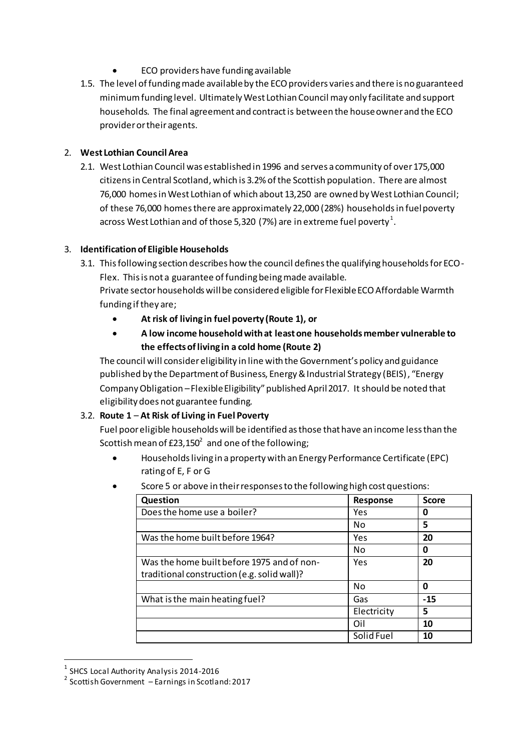- ECO providers have funding available

1.5. The level of funding made available by the ECO providers varies and there is no guaranteed minimum funding level. Ultimately West Lothian Council may only facilitate and support households. The final agreement and contract is between the house owner and the ECO provider or their agents.

## 2. West Lothian Council Area

2.1. West Lothian Council was established in 1996 and serves a community of over 175,000 citizens in Central Scotland, which is 3.2% of the Scottish population. There are almost 76,000 homes in West Lothian of which about 13,250 are owned by West Lothian Council; of these 76,000 homes there are approximately 22,000 (28%) households in fuel poverty across West Lothian and of those 5,320 (7%) are in extreme fuel poverty[1].

## 3. Identification of Eligible Households

3.1. This following section describes how the council defines the qualifying households for ECO-Flex. This is not a guarantee of funding being made available.
Private sector households will be considered eligible for Flexible ECO Affordable Warmth funding if they are;

- **At risk of living in fuel poverty (Route 1), or**
- **A low income household with at least one households member vulnerable to the effects of living in a cold home (Route 2)**

The council will consider eligibility in line with the Government's policy and guidance published by the Department of Business, Energy & Industrial Strategy (BEIS), "Energy Company Obligation – Flexible Eligibility" published April 2017. It should be noted that eligibility does not guarantee funding.

3.2. **Route 1 – At Risk of Living in Fuel Poverty**
Fuel poor eligible households will be identified as those that have an income less than the Scottish mean of £23,150[2] and one of the following;

- Households living in a property with an Energy Performance Certificate (EPC) rating of E, F or G
- Score 5 or above in their responses to the following high cost questions:

| Question | Response | Score |
|---|---|---|
| Does the home use a boiler? | Yes | **0** |
| | No | **5** |
| Was the home built before 1964? | Yes | **20** |
| | No | **0** |
| Was the home built before 1975 and of non-traditional construction (e.g. solid wall)? | Yes | **20** |
| | No | **0** |
| What is the main heating fuel? | Gas | **-15** |
| | Electricity | **5** |
| | Oil | **10** |
| | Solid Fuel | **10** |

[1] SHCS Local Authority Analysis 2014-2016
[2] Scottish Government – Earnings in Scotland: 2017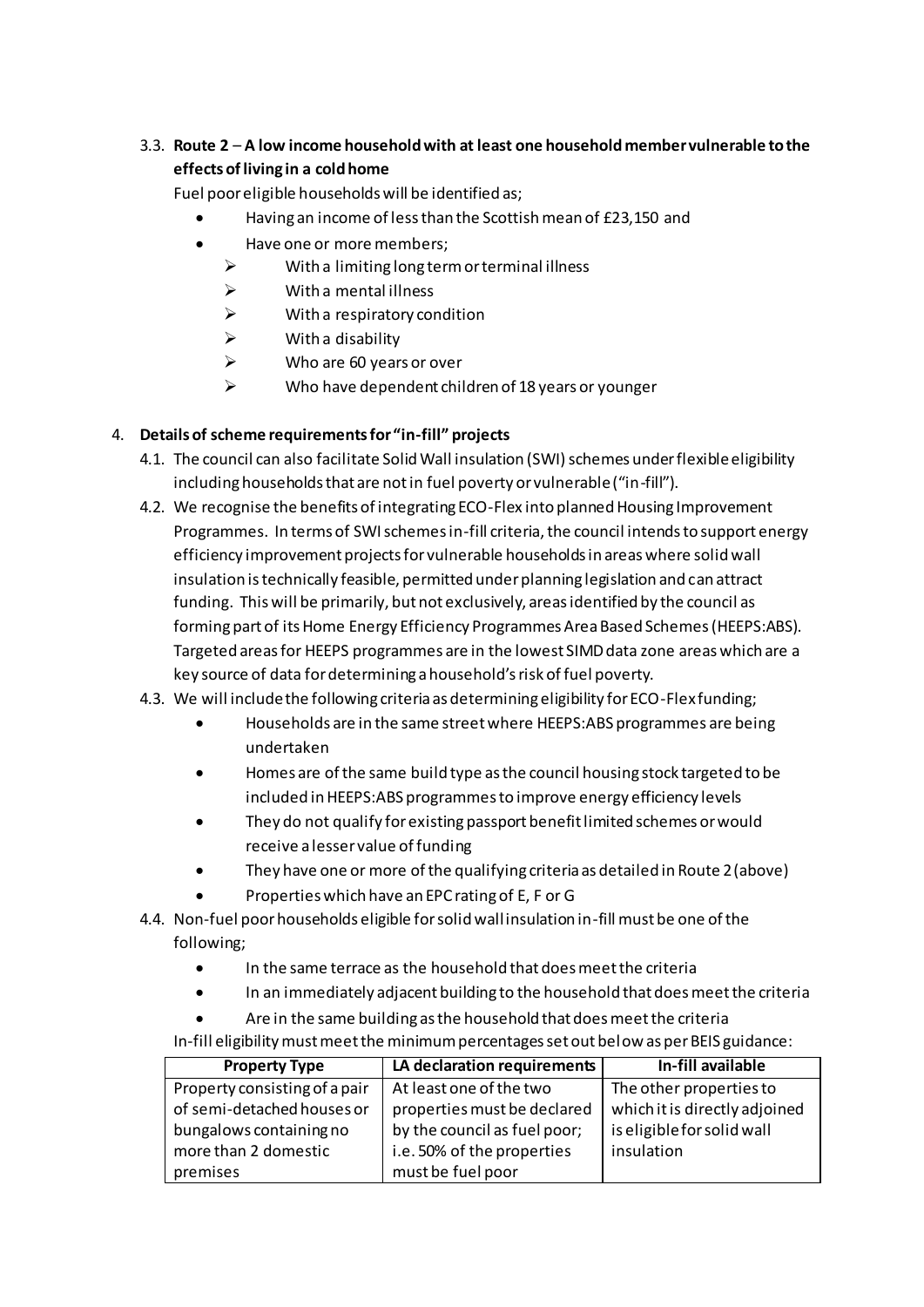### 3.3. **Route 2 – A low income household with at least one household member vulnerable to the effects of living in a cold home**

Fuel poor eligible households will be identified as;

- Having an income of less than the Scottish mean of £23,150 and
- Have one or more members;
  - With a limiting long term or terminal illness
  - With a mental illness
  - With a respiratory condition
  - With a disability
  - Who are 60 years or over
  - Who have dependent children of 18 years or younger

## 4. **Details of scheme requirements for "in-fill" projects**

4.1. The council can also facilitate Solid Wall insulation (SWI) schemes under flexible eligibility including households that are not in fuel poverty or vulnerable ("in-fill").

4.2. We recognise the benefits of integrating ECO-Flex into planned Housing Improvement Programmes. In terms of SWI schemes in-fill criteria, the council intends to support energy efficiency improvement projects for vulnerable households in areas where solid wall insulation is technically feasible, permitted under planning legislation and can attract funding. This will be primarily, but not exclusively, areas identified by the council as forming part of its Home Energy Efficiency Programmes Area Based Schemes (HEEPS:ABS). Targeted areas for HEEPS programmes are in the lowest SIMD data zone areas which are a key source of data for determining a household's risk of fuel poverty.

4.3. We will include the following criteria as determining eligibility for ECO-Flex funding;

- Households are in the same street where HEEPS:ABS programmes are being undertaken
- Homes are of the same build type as the council housing stock targeted to be included in HEEPS:ABS programmes to improve energy efficiency levels
- They do not qualify for existing passport benefit limited schemes or would receive a lesser value of funding
- They have one or more of the qualifying criteria as detailed in Route 2 (above)
- Properties which have an EPC rating of E, F or G

4.4. Non-fuel poor households eligible for solid wall insulation in-fill must be one of the following;

- In the same terrace as the household that does meet the criteria
- In an immediately adjacent building to the household that does meet the criteria
- Are in the same building as the household that does meet the criteria

In-fill eligibility must meet the minimum percentages set out below as per BEIS guidance:

| Property Type | LA declaration requirements | In-fill available |
|---|---|---|
| Property consisting of a pair of semi-detached houses or bungalows containing no more than 2 domestic premises | At least one of the two properties must be declared by the council as fuel poor; i.e. 50% of the properties must be fuel poor | The other properties to which it is directly adjoined is eligible for solid wall insulation |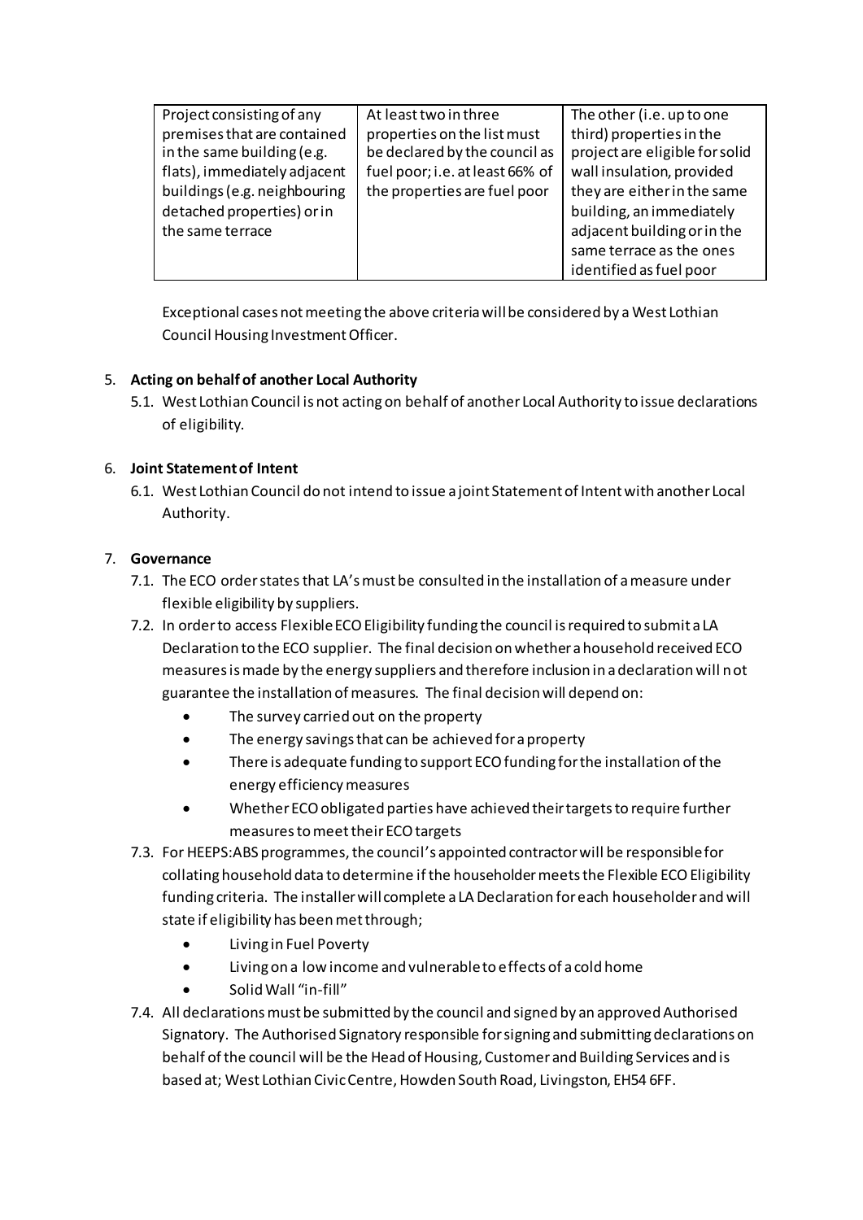| Project consisting of any premises that are contained in the same building (e.g. flats), immediately adjacent buildings (e.g. neighbouring detached properties) or in the same terrace | At least two in three properties on the list must be declared by the council as fuel poor; i.e. at least 66% of the properties are fuel poor | The other (i.e. up to one third) properties in the project are eligible for solid wall insulation, provided they are either in the same building, an immediately adjacent building or in the same terrace as the ones identified as fuel poor |
|---|---|---|

Exceptional cases not meeting the above criteria will be considered by a West Lothian Council Housing Investment Officer.

5. **Acting on behalf of another Local Authority**
   5.1. West Lothian Council is not acting on behalf of another Local Authority to issue declarations of eligibility.

6. **Joint Statement of Intent**
   6.1. West Lothian Council do not intend to issue a joint Statement of Intent with another Local Authority.

7. **Governance**
   7.1. The ECO order states that LA's must be consulted in the installation of a measure under flexible eligibility by suppliers.
   7.2. In order to access Flexible ECO Eligibility funding the council is required to submit a LA Declaration to the ECO supplier. The final decision on whether a household received ECO measures is made by the energy suppliers and therefore inclusion in a declaration will not guarantee the installation of measures. The final decision will depend on:
   - The survey carried out on the property
   - The energy savings that can be achieved for a property
   - There is adequate funding to support ECO funding for the installation of the energy efficiency measures
   - Whether ECO obligated parties have achieved their targets to require further measures to meet their ECO targets

   7.3. For HEEPS:ABS programmes, the council's appointed contractor will be responsible for collating household data to determine if the householder meets the Flexible ECO Eligibility funding criteria. The installer will complete a LA Declaration for each householder and will state if eligibility has been met through;
   - Living in Fuel Poverty
   - Living on a low income and vulnerable to effects of a cold home
   - Solid Wall "in-fill"

   7.4. All declarations must be submitted by the council and signed by an approved Authorised Signatory. The Authorised Signatory responsible for signing and submitting declarations on behalf of the council will be the Head of Housing, Customer and Building Services and is based at; West Lothian Civic Centre, Howden South Road, Livingston, EH54 6FF.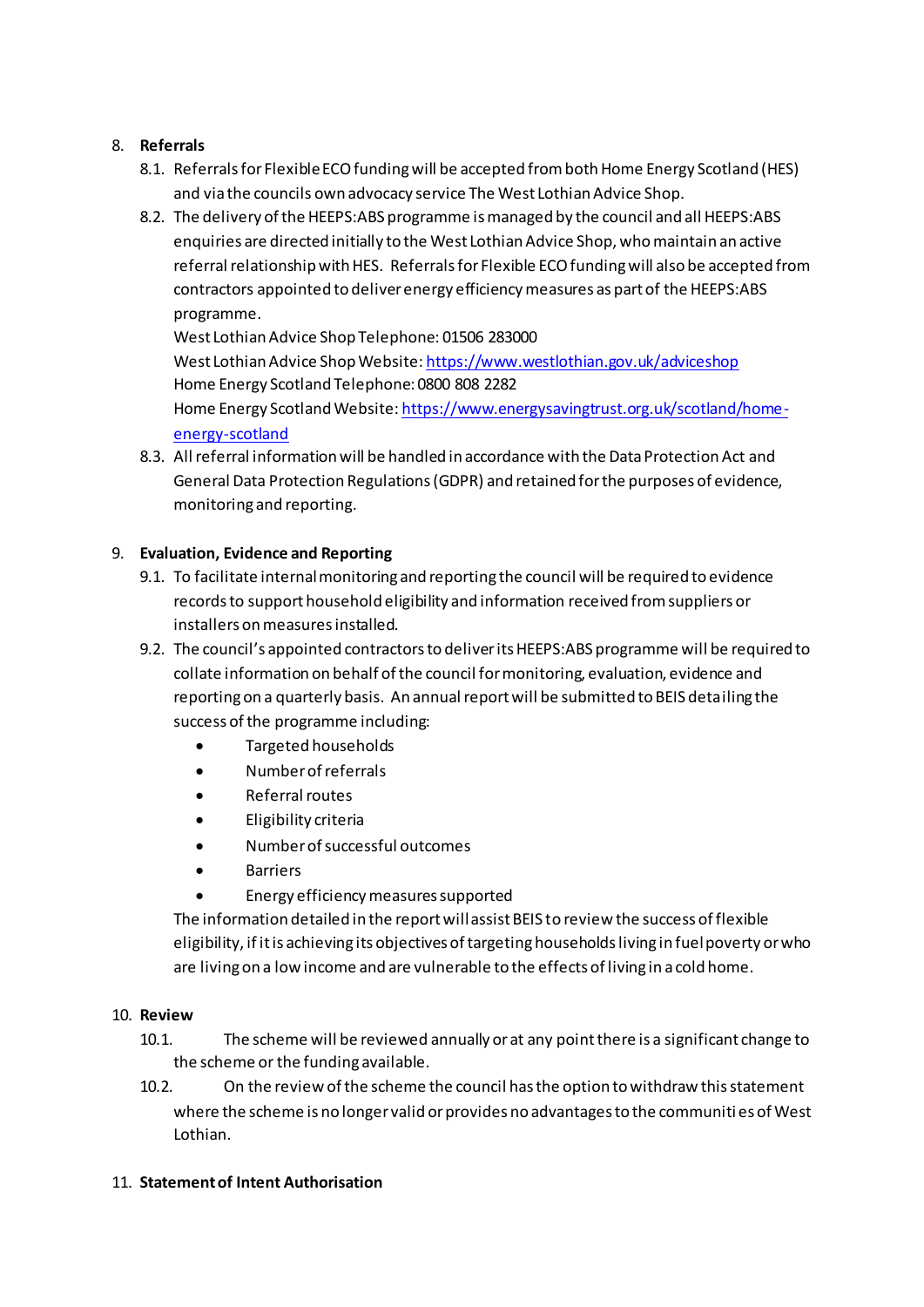8. **Referrals**
   8.1. Referrals for Flexible ECO funding will be accepted from both Home Energy Scotland (HES) and via the councils own advocacy service The West Lothian Advice Shop.
   8.2. The delivery of the HEEPS:ABS programme is managed by the council and all HEEPS:ABS enquiries are directed initially to the West Lothian Advice Shop, who maintain an active referral relationship with HES. Referrals for Flexible ECO funding will also be accepted from contractors appointed to deliver energy efficiency measures as part of the HEEPS:ABS programme.
   West Lothian Advice Shop Telephone: 01506 283000
   West Lothian Advice Shop Website: https://www.westlothian.gov.uk/adviceshop
   Home Energy Scotland Telephone: 0800 808 2282
   Home Energy Scotland Website: https://www.energysavingtrust.org.uk/scotland/home-energy-scotland
   8.3. All referral information will be handled in accordance with the Data Protection Act and General Data Protection Regulations (GDPR) and retained for the purposes of evidence, monitoring and reporting.

9. **Evaluation, Evidence and Reporting**
   9.1. To facilitate internal monitoring and reporting the council will be required to evidence records to support household eligibility and information received from suppliers or installers on measures installed.
   9.2. The council's appointed contractors to deliver its HEEPS:ABS programme will be required to collate information on behalf of the council for monitoring, evaluation, evidence and reporting on a quarterly basis. An annual report will be submitted to BEIS detailing the success of the programme including:
      - Targeted households
      - Number of referrals
      - Referral routes
      - Eligibility criteria
      - Number of successful outcomes
      - Barriers
      - Energy efficiency measures supported

   The information detailed in the report will assist BEIS to review the success of flexible eligibility, if it is achieving its objectives of targeting households living in fuel poverty or who are living on a low income and are vulnerable to the effects of living in a cold home.

10. **Review**
    10.1. The scheme will be reviewed annually or at any point there is a significant change to the scheme or the funding available.
    10.2. On the review of the scheme the council has the option to withdraw this statement where the scheme is no longer valid or provides no advantages to the communities of West Lothian.

11. **Statement of Intent Authorisation**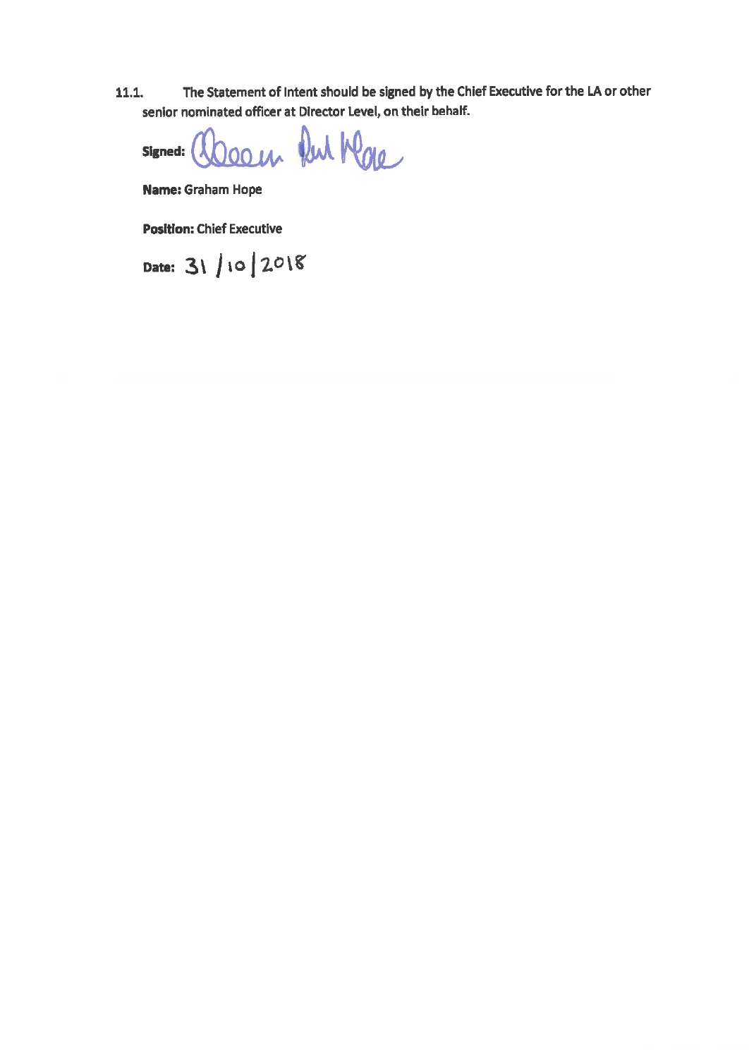11.1. The Statement of Intent should be signed by the Chief Executive for the LA or other senior nominated officer at Director Level, on their behalf.

**Signed:**

**Name:** Graham Hope

**Position:** Chief Executive

**Date:** 31 / 10 / 2018